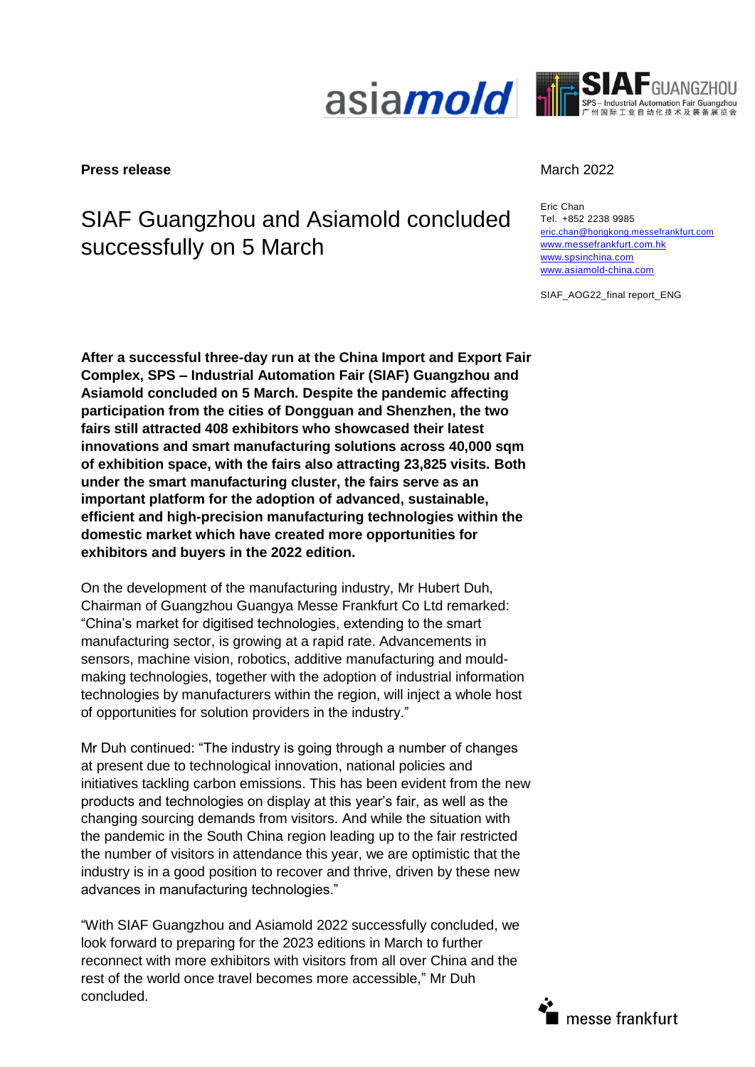**Press release**

March 2022

Eric Chan
Tel. +852 2238 9985
eric.chan@hongkong.messefrankfurt.com
www.messefrankfurt.com.hk
www.spsinchina.com
www.asiamold-china.com

SIAF_AOG22_final report_ENG

# SIAF Guangzhou and Asiamold concluded successfully on 5 March

**After a successful three-day run at the China Import and Export Fair Complex, SPS – Industrial Automation Fair (SIAF) Guangzhou and Asiamold concluded on 5 March. Despite the pandemic affecting participation from the cities of Dongguan and Shenzhen, the two fairs still attracted 408 exhibitors who showcased their latest innovations and smart manufacturing solutions across 40,000 sqm of exhibition space, with the fairs also attracting 23,825 visits. Both under the smart manufacturing cluster, the fairs serve as an important platform for the adoption of advanced, sustainable, efficient and high-precision manufacturing technologies within the domestic market which have created more opportunities for exhibitors and buyers in the 2022 edition.**

On the development of the manufacturing industry, Mr Hubert Duh, Chairman of Guangzhou Guangya Messe Frankfurt Co Ltd remarked: "China's market for digitised technologies, extending to the smart manufacturing sector, is growing at a rapid rate. Advancements in sensors, machine vision, robotics, additive manufacturing and mould-making technologies, together with the adoption of industrial information technologies by manufacturers within the region, will inject a whole host of opportunities for solution providers in the industry."

Mr Duh continued: "The industry is going through a number of changes at present due to technological innovation, national policies and initiatives tackling carbon emissions. This has been evident from the new products and technologies on display at this year's fair, as well as the changing sourcing demands from visitors. And while the situation with the pandemic in the South China region leading up to the fair restricted the number of visitors in attendance this year, we are optimistic that the industry is in a good position to recover and thrive, driven by these new advances in manufacturing technologies."

"With SIAF Guangzhou and Asiamold 2022 successfully concluded, we look forward to preparing for the 2023 editions in March to further reconnect with more exhibitors with visitors from all over China and the rest of the world once travel becomes more accessible," Mr Duh concluded.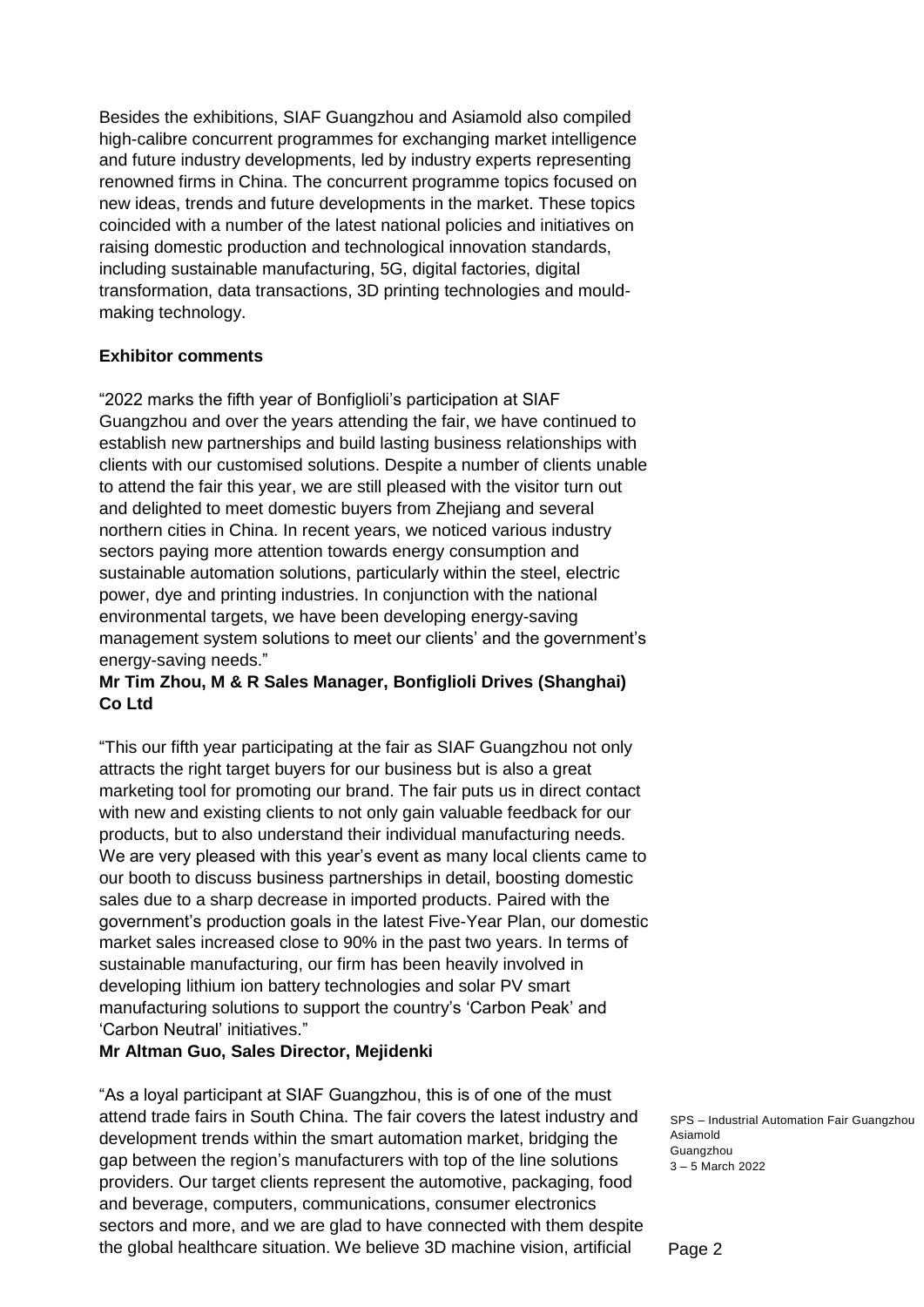Besides the exhibitions, SIAF Guangzhou and Asiamold also compiled high-calibre concurrent programmes for exchanging market intelligence and future industry developments, led by industry experts representing renowned firms in China. The concurrent programme topics focused on new ideas, trends and future developments in the market. These topics coincided with a number of the latest national policies and initiatives on raising domestic production and technological innovation standards, including sustainable manufacturing, 5G, digital factories, digital transformation, data transactions, 3D printing technologies and mould-making technology.

**Exhibitor comments**

"2022 marks the fifth year of Bonfiglioli's participation at SIAF Guangzhou and over the years attending the fair, we have continued to establish new partnerships and build lasting business relationships with clients with our customised solutions. Despite a number of clients unable to attend the fair this year, we are still pleased with the visitor turn out and delighted to meet domestic buyers from Zhejiang and several northern cities in China. In recent years, we noticed various industry sectors paying more attention towards energy consumption and sustainable automation solutions, particularly within the steel, electric power, dye and printing industries. In conjunction with the national environmental targets, we have been developing energy-saving management system solutions to meet our clients' and the government's energy-saving needs."
**Mr Tim Zhou, M & R Sales Manager, Bonfiglioli Drives (Shanghai) Co Ltd**

"This our fifth year participating at the fair as SIAF Guangzhou not only attracts the right target buyers for our business but is also a great marketing tool for promoting our brand. The fair puts us in direct contact with new and existing clients to not only gain valuable feedback for our products, but to also understand their individual manufacturing needs. We are very pleased with this year's event as many local clients came to our booth to discuss business partnerships in detail, boosting domestic sales due to a sharp decrease in imported products. Paired with the government's production goals in the latest Five-Year Plan, our domestic market sales increased close to 90% in the past two years. In terms of sustainable manufacturing, our firm has been heavily involved in developing lithium ion battery technologies and solar PV smart manufacturing solutions to support the country's 'Carbon Peak' and 'Carbon Neutral' initiatives."
**Mr Altman Guo, Sales Director, Mejidenki**

"As a loyal participant at SIAF Guangzhou, this is of one of the must attend trade fairs in South China. The fair covers the latest industry and development trends within the smart automation market, bridging the gap between the region's manufacturers with top of the line solutions providers. Our target clients represent the automotive, packaging, food and beverage, computers, communications, consumer electronics sectors and more, and we are glad to have connected with them despite the global healthcare situation. We believe 3D machine vision, artificial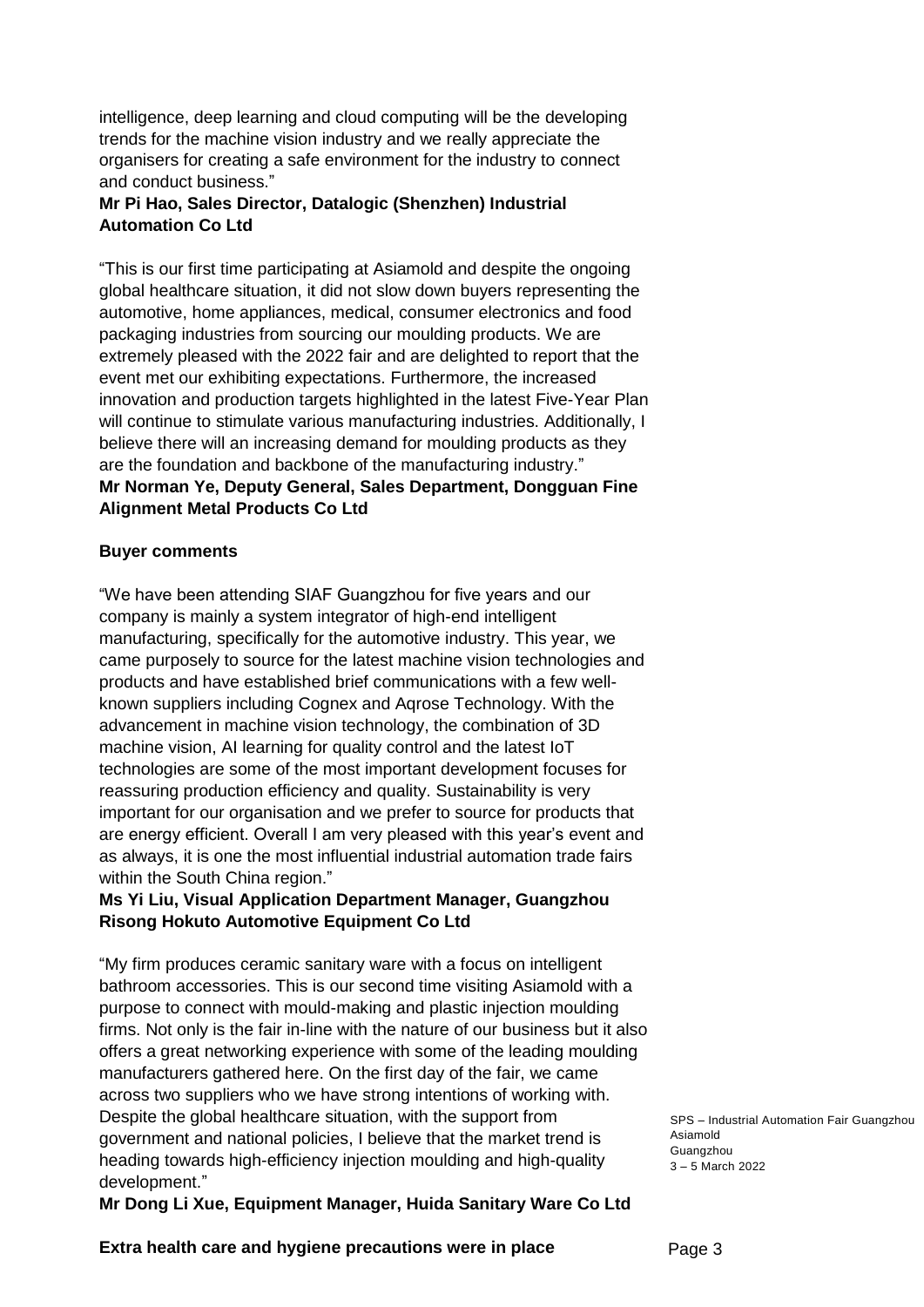intelligence, deep learning and cloud computing will be the developing trends for the machine vision industry and we really appreciate the organisers for creating a safe environment for the industry to connect and conduct business."

**Mr Pi Hao, Sales Director, Datalogic (Shenzhen) Industrial Automation Co Ltd**

"This is our first time participating at Asiamold and despite the ongoing global healthcare situation, it did not slow down buyers representing the automotive, home appliances, medical, consumer electronics and food packaging industries from sourcing our moulding products. We are extremely pleased with the 2022 fair and are delighted to report that the event met our exhibiting expectations. Furthermore, the increased innovation and production targets highlighted in the latest Five-Year Plan will continue to stimulate various manufacturing industries. Additionally, I believe there will an increasing demand for moulding products as they are the foundation and backbone of the manufacturing industry."

**Mr Norman Ye, Deputy General, Sales Department, Dongguan Fine Alignment Metal Products Co Ltd**

**Buyer comments**

"We have been attending SIAF Guangzhou for five years and our company is mainly a system integrator of high-end intelligent manufacturing, specifically for the automotive industry. This year, we came purposely to source for the latest machine vision technologies and products and have established brief communications with a few well-known suppliers including Cognex and Aqrose Technology. With the advancement in machine vision technology, the combination of 3D machine vision, AI learning for quality control and the latest IoT technologies are some of the most important development focuses for reassuring production efficiency and quality. Sustainability is very important for our organisation and we prefer to source for products that are energy efficient. Overall I am very pleased with this year's event and as always, it is one the most influential industrial automation trade fairs within the South China region."

**Ms Yi Liu, Visual Application Department Manager, Guangzhou Risong Hokuto Automotive Equipment Co Ltd**

"My firm produces ceramic sanitary ware with a focus on intelligent bathroom accessories. This is our second time visiting Asiamold with a purpose to connect with mould-making and plastic injection moulding firms. Not only is the fair in-line with the nature of our business but it also offers a great networking experience with some of the leading moulding manufacturers gathered here. On the first day of the fair, we came across two suppliers who we have strong intentions of working with. Despite the global healthcare situation, with the support from government and national policies, I believe that the market trend is heading towards high-efficiency injection moulding and high-quality development."

**Mr Dong Li Xue, Equipment Manager, Huida Sanitary Ware Co Ltd**

**Extra health care and hygiene precautions were in place**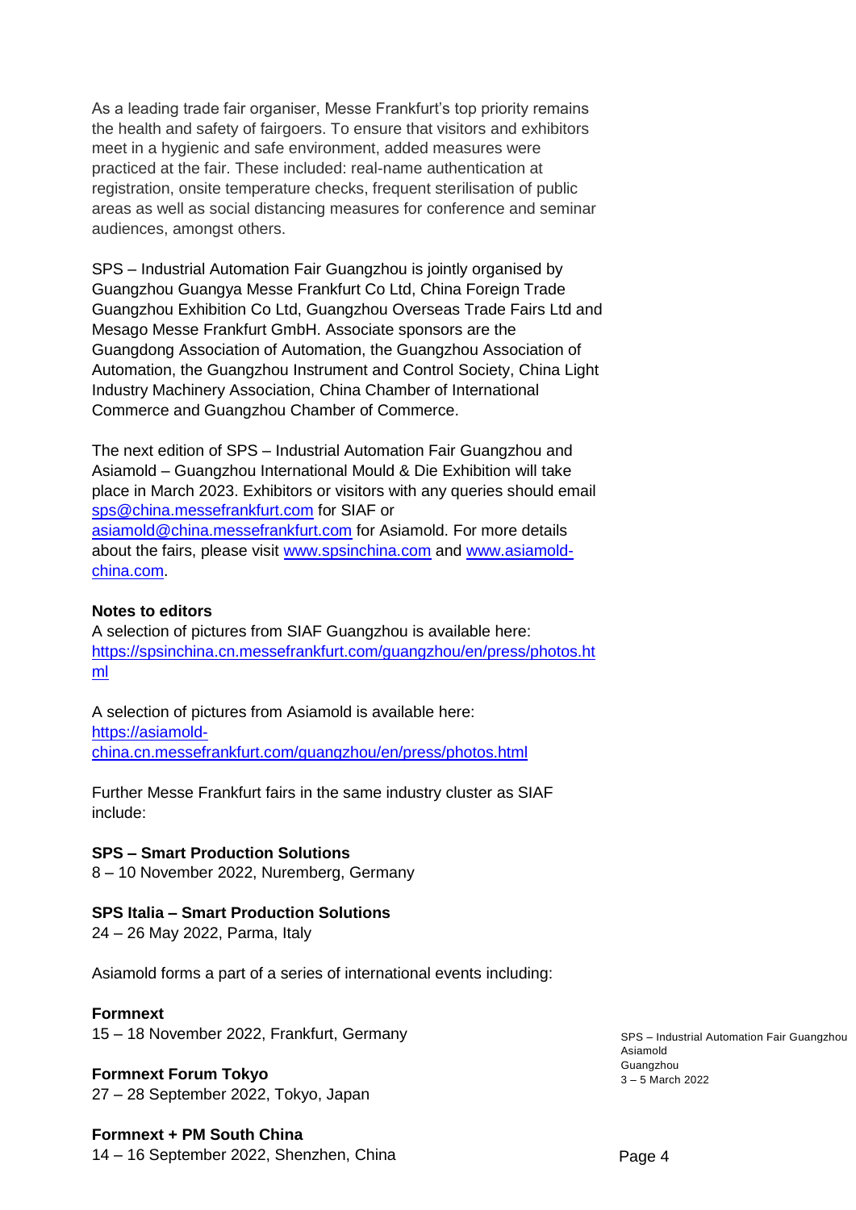As a leading trade fair organiser, Messe Frankfurt's top priority remains the health and safety of fairgoers. To ensure that visitors and exhibitors meet in a hygienic and safe environment, added measures were practiced at the fair. These included: real-name authentication at registration, onsite temperature checks, frequent sterilisation of public areas as well as social distancing measures for conference and seminar audiences, amongst others.

SPS – Industrial Automation Fair Guangzhou is jointly organised by Guangzhou Guangya Messe Frankfurt Co Ltd, China Foreign Trade Guangzhou Exhibition Co Ltd, Guangzhou Overseas Trade Fairs Ltd and Mesago Messe Frankfurt GmbH. Associate sponsors are the Guangdong Association of Automation, the Guangzhou Association of Automation, the Guangzhou Instrument and Control Society, China Light Industry Machinery Association, China Chamber of International Commerce and Guangzhou Chamber of Commerce.

The next edition of SPS – Industrial Automation Fair Guangzhou and Asiamold – Guangzhou International Mould & Die Exhibition will take place in March 2023. Exhibitors or visitors with any queries should email sps@china.messefrankfurt.com for SIAF or asiamold@china.messefrankfurt.com for Asiamold. For more details about the fairs, please visit www.spsinchina.com and www.asiamold-china.com.

**Notes to editors**

A selection of pictures from SIAF Guangzhou is available here: https://spsinchina.cn.messefrankfurt.com/guangzhou/en/press/photos.html

A selection of pictures from Asiamold is available here: https://asiamold-china.cn.messefrankfurt.com/guangzhou/en/press/photos.html

Further Messe Frankfurt fairs in the same industry cluster as SIAF include:

**SPS – Smart Production Solutions**
8 – 10 November 2022, Nuremberg, Germany

**SPS Italia – Smart Production Solutions**
24 – 26 May 2022, Parma, Italy

Asiamold forms a part of a series of international events including:

**Formnext**
15 – 18 November 2022, Frankfurt, Germany

**Formnext Forum Tokyo**
27 – 28 September 2022, Tokyo, Japan

**Formnext + PM South China**
14 – 16 September 2022, Shenzhen, China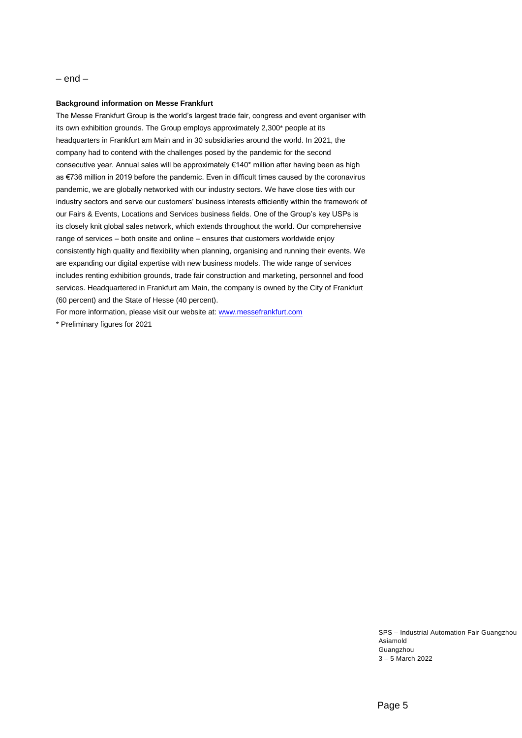– end –

**Background information on Messe Frankfurt**

The Messe Frankfurt Group is the world's largest trade fair, congress and event organiser with its own exhibition grounds. The Group employs approximately 2,300* people at its headquarters in Frankfurt am Main and in 30 subsidiaries around the world. In 2021, the company had to contend with the challenges posed by the pandemic for the second consecutive year. Annual sales will be approximately €140* million after having been as high as €736 million in 2019 before the pandemic. Even in difficult times caused by the coronavirus pandemic, we are globally networked with our industry sectors. We have close ties with our industry sectors and serve our customers' business interests efficiently within the framework of our Fairs & Events, Locations and Services business fields. One of the Group's key USPs is its closely knit global sales network, which extends throughout the world. Our comprehensive range of services – both onsite and online – ensures that customers worldwide enjoy consistently high quality and flexibility when planning, organising and running their events. We are expanding our digital expertise with new business models. The wide range of services includes renting exhibition grounds, trade fair construction and marketing, personnel and food services. Headquartered in Frankfurt am Main, the company is owned by the City of Frankfurt (60 percent) and the State of Hesse (40 percent).

For more information, please visit our website at: www.messefrankfurt.com

* Preliminary figures for 2021

SPS – Industrial Automation Fair Guangzhou
Asiamold
Guangzhou
3 – 5 March 2022